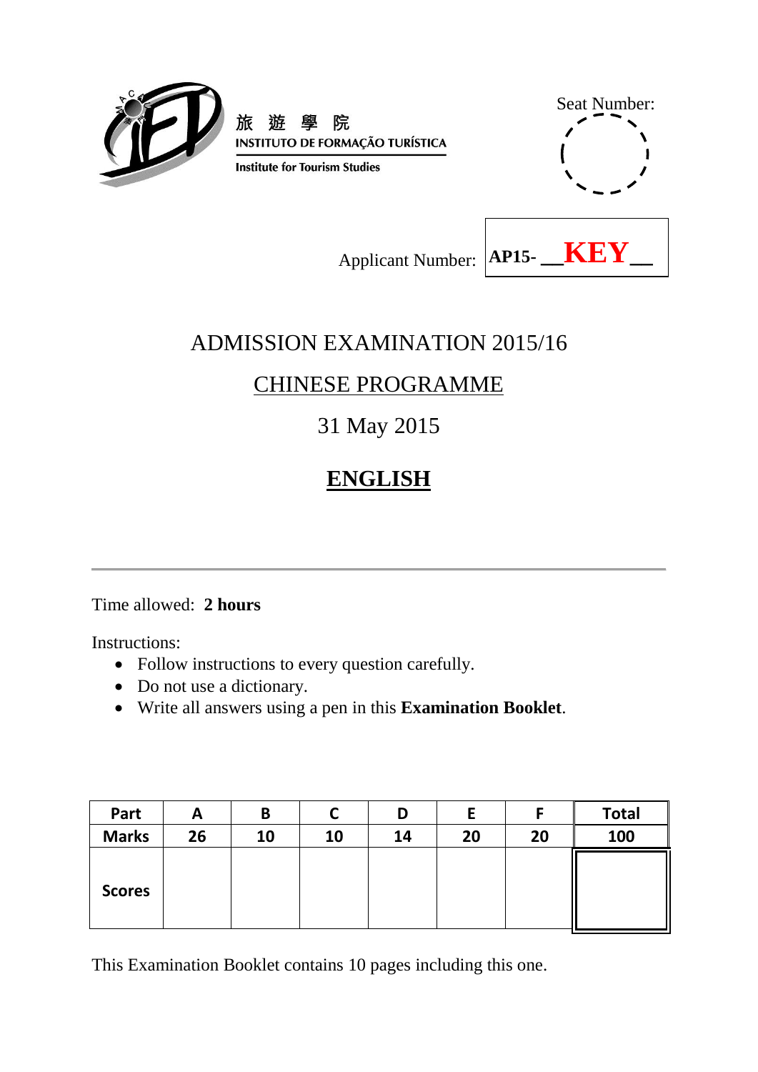旅 遊 學 院
INSTITUTO DE FORMAÇÃO TURÍSTICA
Institute for Tourism Studies

Seat Number:

Applicant Number: **AP15- __KEY__**

# ADMISSION EXAMINATION 2015/16

## CHINESE PROGRAMME

31 May 2015

# ENGLISH

Time allowed: **2 hours**

Instructions:

- Follow instructions to every question carefully.
- Do not use a dictionary.
- Write all answers using a pen in this **Examination Booklet**.

| Part | A | B | C | D | E | F | Total |
|---|---|---|---|---|---|---|---|
| Marks | 26 | 10 | 10 | 14 | 20 | 20 | 100 |
| Scores | | | | | | | |

This Examination Booklet contains 10 pages including this one.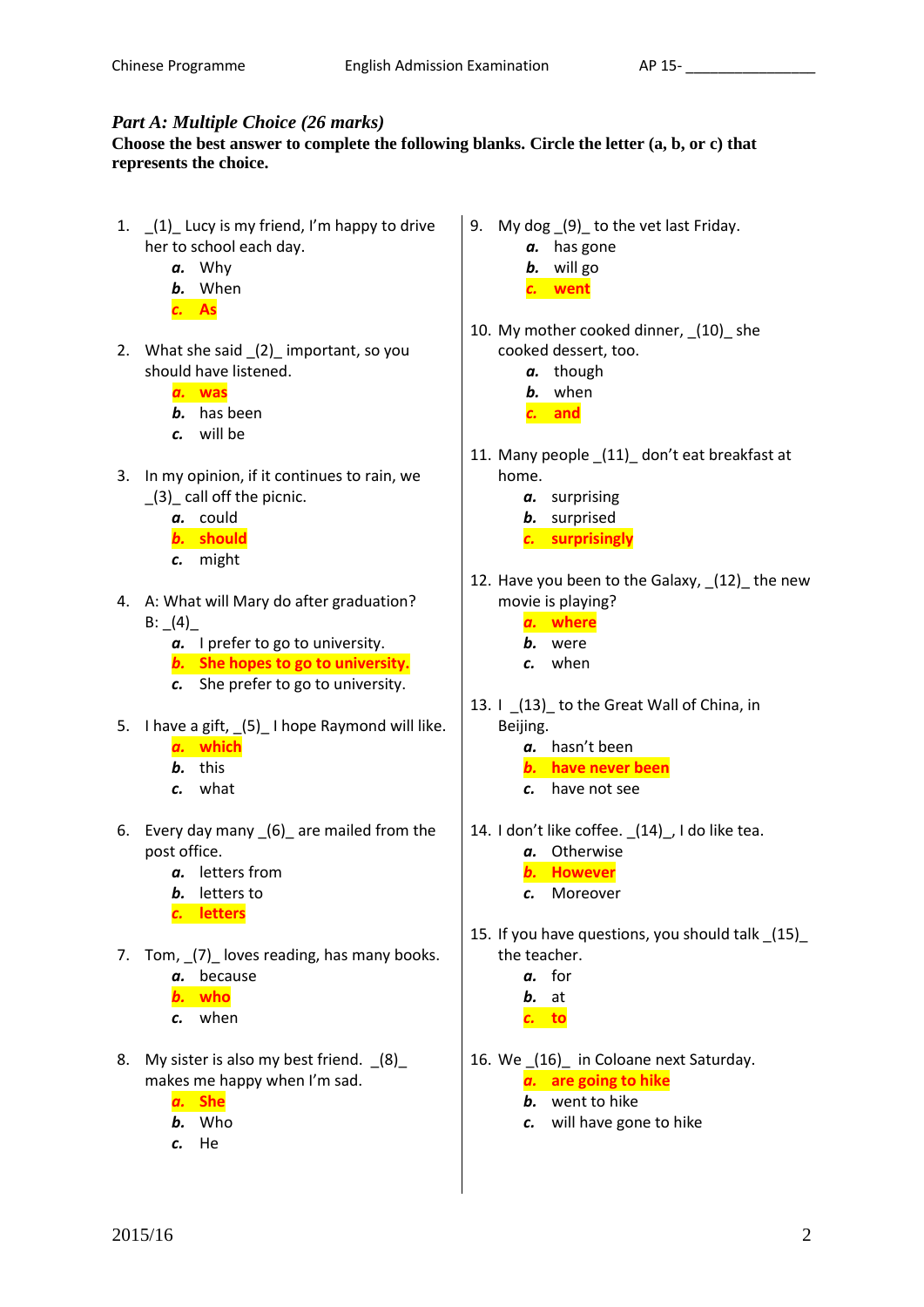## *Part A: Multiple Choice (26 marks)*

**Choose the best answer to complete the following blanks. Circle the letter (a, b, or c) that represents the choice.**

1. _(1)_ Lucy is my friend, I'm happy to drive her to school each day.
   - ***a.*** Why
   - ***b.*** When
   - ***c.*** **As**

2. What she said _(2)_ important, so you should have listened.
   - ***a.*** **was**
   - ***b.*** has been
   - ***c.*** will be

3. In my opinion, if it continues to rain, we _(3)_ call off the picnic.
   - ***a.*** could
   - ***b.*** **should**
   - ***c.*** might

4. A: What will Mary do after graduation?
   B: _(4)_
   - ***a.*** I prefer to go to university.
   - ***b.*** **She hopes to go to university.**
   - ***c.*** She prefer to go to university.

5. I have a gift, _(5)_ I hope Raymond will like.
   - ***a.*** **which**
   - ***b.*** this
   - ***c.*** what

6. Every day many _(6)_ are mailed from the post office.
   - ***a.*** letters from
   - ***b.*** letters to
   - ***c.*** **letters**

7. Tom, _(7)_ loves reading, has many books.
   - ***a.*** because
   - ***b.*** **who**
   - ***c.*** when

8. My sister is also my best friend. _(8)_ makes me happy when I'm sad.
   - ***a.*** **She**
   - ***b.*** Who
   - ***c.*** He

9. My dog _(9)_ to the vet last Friday.
   - ***a.*** has gone
   - ***b.*** will go
   - ***c.*** **went**

10. My mother cooked dinner, _(10)_ she cooked dessert, too.
    - ***a.*** though
    - ***b.*** when
    - ***c.*** **and**

11. Many people _(11)_ don't eat breakfast at home.
    - ***a.*** surprising
    - ***b.*** surprised
    - ***c.*** **surprisingly**

12. Have you been to the Galaxy, _(12)_ the new movie is playing?
    - ***a.*** **where**
    - ***b.*** were
    - ***c.*** when

13. I _(13)_ to the Great Wall of China, in Beijing.
    - ***a.*** hasn't been
    - ***b.*** **have never been**
    - ***c.*** have not see

14. I don't like coffee. _(14)_, I do like tea.
    - ***a.*** Otherwise
    - ***b.*** **However**
    - ***c.*** Moreover

15. If you have questions, you should talk _(15)_ the teacher.
    - ***a.*** for
    - ***b.*** at
    - ***c.*** **to**

16. We _(16)_ in Coloane next Saturday.
    - ***a.*** **are going to hike**
    - ***b.*** went to hike
    - ***c.*** will have gone to hike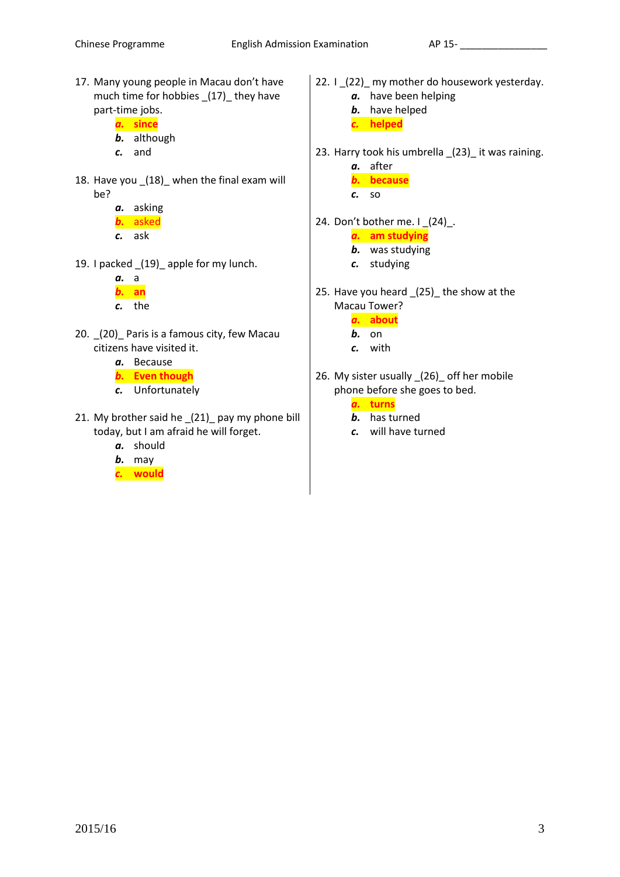17. Many young people in Macau don't have much time for hobbies _(17)_ they have part-time jobs.
    - ***a.*** **since**
    - ***b.*** although
    - ***c.*** and

18. Have you _(18)_ when the final exam will be?
    - ***a.*** asking
    - ***b.*** asked
    - ***c.*** ask

19. I packed _(19)_ apple for my lunch.
    - ***a.*** a
    - ***b.*** **an**
    - ***c.*** the

20. _(20)_ Paris is a famous city, few Macau citizens have visited it.
    - ***a.*** Because
    - ***b.*** **Even though**
    - ***c.*** Unfortunately

21. My brother said he _(21)_ pay my phone bill today, but I am afraid he will forget.
    - ***a.*** should
    - ***b.*** may
    - ***c.*** **would**

22. I _(22)_ my mother do housework yesterday.
    - ***a.*** have been helping
    - ***b.*** have helped
    - ***c.*** **helped**

23. Harry took his umbrella _(23)_ it was raining.
    - ***a.*** after
    - ***b.*** **because**
    - ***c.*** so

24. Don't bother me. I _(24)_.
    - ***a.*** **am studying**
    - ***b.*** was studying
    - ***c.*** studying

25. Have you heard _(25)_ the show at the Macau Tower?
    - ***a.*** **about**
    - ***b.*** on
    - ***c.*** with

26. My sister usually _(26)_ off her mobile phone before she goes to bed.
    - ***a.*** **turns**
    - ***b.*** has turned
    - ***c.*** will have turned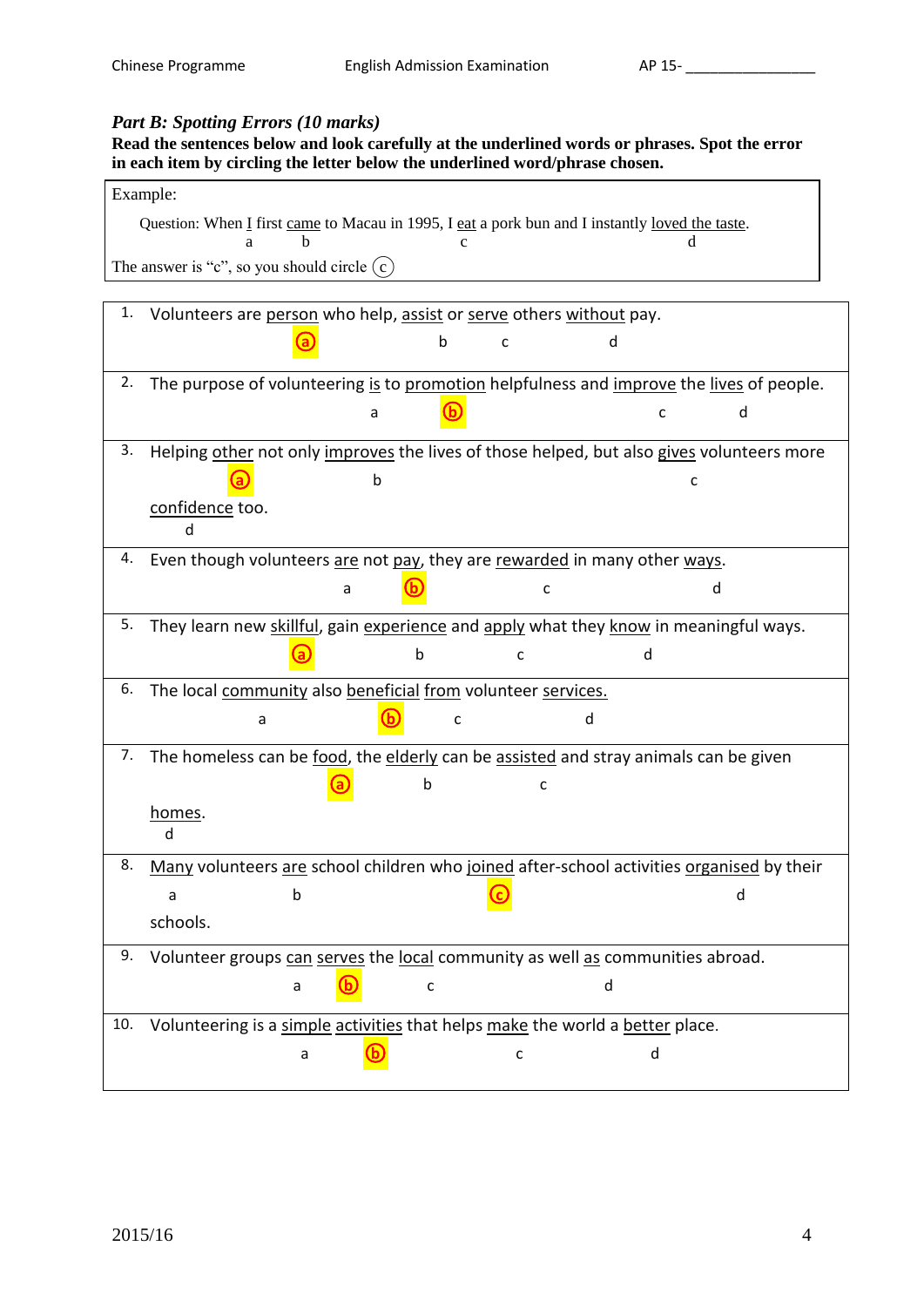Chinese Programme English Admission Examination AP 15- ________________

### *Part B: Spotting Errors (10 marks)*

**Read the sentences below and look carefully at the underlined words or phrases. Spot the error in each item by circling the letter below the underlined word/phrase chosen.**

Example:

Question: When <u>I</u> (a) first <u>came</u> (b) to Macau in 1995, I <u>eat</u> (c) a pork bun and I instantly <u>loved the taste</u> (d).

The answer is "c", so you should circle (c)

1. Volunteers are <u>person</u> (a) who help, <u>assist</u> (b) or <u>serve</u> (c) others <u>without</u> (d) pay.
   Answer: (a)

2. The purpose of volunteering <u>is</u> (a) to <u>promotion</u> (b) helpfulness and <u>improve</u> (c) the <u>lives</u> (d) of people.
   Answer: (b)

3. Helping <u>other</u> (a) not only <u>improves</u> (b) the lives of those helped, but also <u>gives</u> (c) volunteers more <u>confidence</u> (d) too.
   Answer: (a)

4. Even though volunteers <u>are</u> (a) not <u>pay</u> (b), they are <u>rewarded</u> (c) in many other <u>ways</u> (d).
   Answer: (b)

5. They learn new <u>skillful</u> (a), gain <u>experience</u> (b) and <u>apply</u> (c) what they <u>know</u> (d) in meaningful ways.
   Answer: (a)

6. The local <u>community</u> (a) also <u>beneficial</u> (b) <u>from</u> (c) volunteer <u>services.</u> (d)
   Answer: (b)

7. The homeless can be <u>food</u> (a), the <u>elderly</u> (b) can be <u>assisted</u> (c) and stray animals can be given <u>homes</u> (d).
   Answer: (a)

8. <u>Many</u> (a) volunteers <u>are</u> (b) school children who <u>joined</u> (c) after-school activities <u>organised</u> (d) by their schools.
   Answer: (c)

9. Volunteer groups <u>can</u> (a) <u>serves</u> (b) the <u>local</u> (c) community as well <u>as</u> (d) communities abroad.
   Answer: (b)

10. Volunteering is a <u>simple</u> (a) <u>activities</u> (b) that helps <u>make</u> (c) the world a <u>better</u> (d) place.
    Answer: (b)

2015/16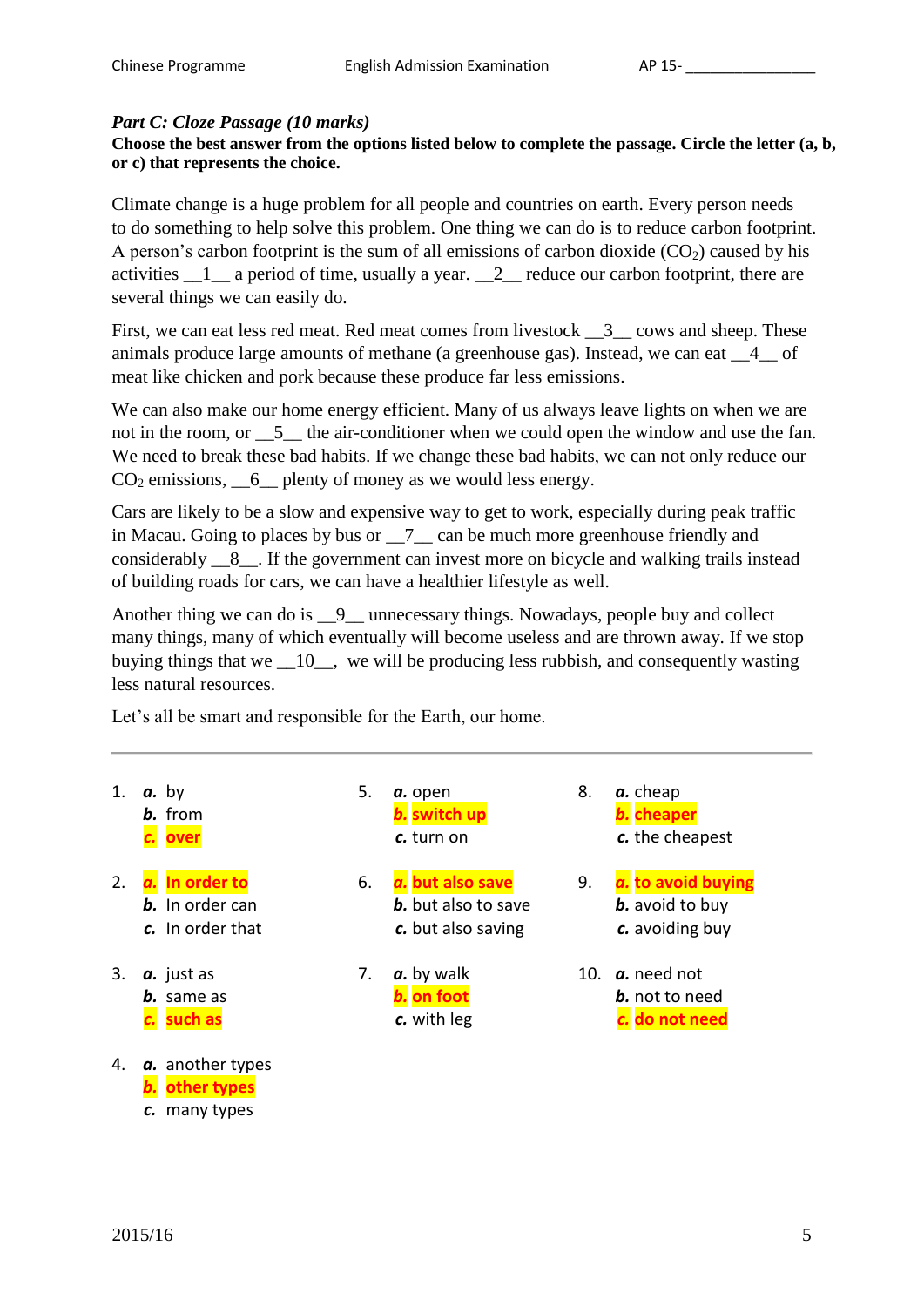## *Part C: Cloze Passage (10 marks)*

**Choose the best answer from the options listed below to complete the passage. Circle the letter (a, b, or c) that represents the choice.**

Climate change is a huge problem for all people and countries on earth. Every person needs to do something to help solve this problem. One thing we can do is to reduce carbon footprint. A person's carbon footprint is the sum of all emissions of carbon dioxide ($CO_2$) caused by his activities __1__ a period of time, usually a year. __2__ reduce our carbon footprint, there are several things we can easily do.

First, we can eat less red meat. Red meat comes from livestock __3__ cows and sheep. These animals produce large amounts of methane (a greenhouse gas). Instead, we can eat __4__ of meat like chicken and pork because these produce far less emissions.

We can also make our home energy efficient. Many of us always leave lights on when we are not in the room, or __5__ the air-conditioner when we could open the window and use the fan. We need to break these bad habits. If we change these bad habits, we can not only reduce our $CO_2$ emissions, __6__ plenty of money as we would less energy.

Cars are likely to be a slow and expensive way to get to work, especially during peak traffic in Macau. Going to places by bus or __7__ can be much more greenhouse friendly and considerably __8__. If the government can invest more on bicycle and walking trails instead of building roads for cars, we can have a healthier lifestyle as well.

Another thing we can do is __9__ unnecessary things. Nowadays, people buy and collect many things, many of which eventually will become useless and are thrown away. If we stop buying things that we __10__, we will be producing less rubbish, and consequently wasting less natural resources.

Let's all be smart and responsible for the Earth, our home.

---

1. ***a.*** by
   ***b.*** from
   ***c.*** **over**

2. ***a.*** **In order to**
   ***b.*** In order can
   ***c.*** In order that

3. ***a.*** just as
   ***b.*** same as
   ***c.*** **such as**

4. ***a.*** another types
   ***b.*** **other types**
   ***c.*** many types

5. ***a.*** open
   ***b.*** **switch up**
   ***c.*** turn on

6. ***a.*** **but also save**
   ***b.*** but also to save
   ***c.*** but also saving

7. ***a.*** by walk
   ***b.*** **on foot**
   ***c.*** with leg

8. ***a.*** cheap
   ***b.*** **cheaper**
   ***c.*** the cheapest

9. ***a.*** **to avoid buying**
   ***b.*** avoid to buy
   ***c.*** avoiding buy

10. ***a.*** need not
    ***b.*** not to need
    ***c.*** **do not need**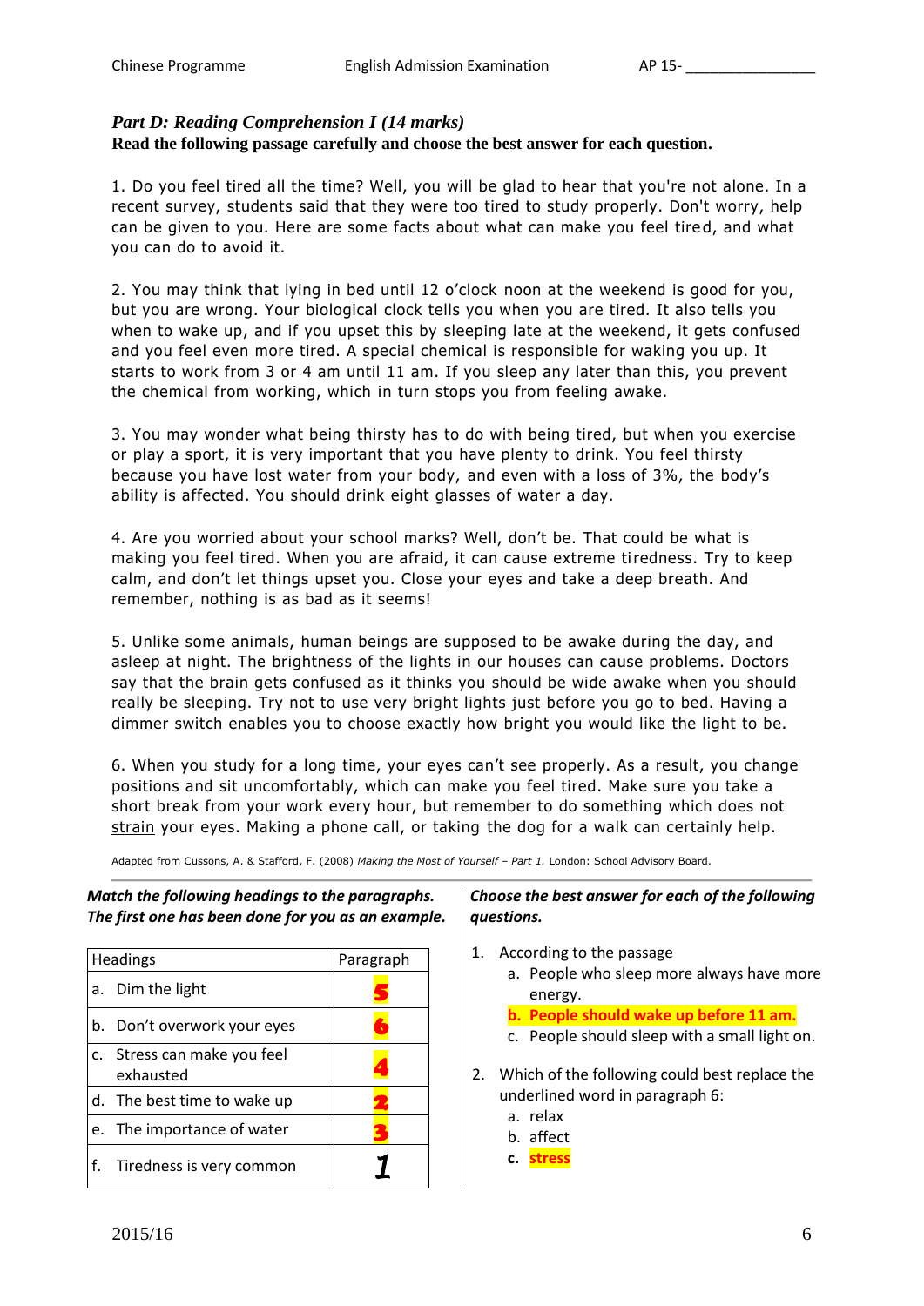## *Part D: Reading Comprehension I (14 marks)*

**Read the following passage carefully and choose the best answer for each question.**

1. Do you feel tired all the time? Well, you will be glad to hear that you're not alone. In a recent survey, students said that they were too tired to study properly. Don't worry, help can be given to you. Here are some facts about what can make you feel tired, and what you can do to avoid it.

2. You may think that lying in bed until 12 o'clock noon at the weekend is good for you, but you are wrong. Your biological clock tells you when you are tired. It also tells you when to wake up, and if you upset this by sleeping late at the weekend, it gets confused and you feel even more tired. A special chemical is responsible for waking you up. It starts to work from 3 or 4 am until 11 am. If you sleep any later than this, you prevent the chemical from working, which in turn stops you from feeling awake.

3. You may wonder what being thirsty has to do with being tired, but when you exercise or play a sport, it is very important that you have plenty to drink. You feel thirsty because you have lost water from your body, and even with a loss of 3%, the body's ability is affected. You should drink eight glasses of water a day.

4. Are you worried about your school marks? Well, don't be. That could be what is making you feel tired. When you are afraid, it can cause extreme tiredness. Try to keep calm, and don't let things upset you. Close your eyes and take a deep breath. And remember, nothing is as bad as it seems!

5. Unlike some animals, human beings are supposed to be awake during the day, and asleep at night. The brightness of the lights in our houses can cause problems. Doctors say that the brain gets confused as it thinks you should be wide awake when you should really be sleeping. Try not to use very bright lights just before you go to bed. Having a dimmer switch enables you to choose exactly how bright you would like the light to be.

6. When you study for a long time, your eyes can't see properly. As a result, you change positions and sit uncomfortably, which can make you feel tired. Make sure you take a short break from your work every hour, but remember to do something which does not <u>strain</u> your eyes. Making a phone call, or taking the dog for a walk can certainly help.

Adapted from Cussons, A. & Stafford, F. (2008) *Making the Most of Yourself – Part 1.* London: School Advisory Board.

***Match the following headings to the paragraphs. The first one has been done for you as an example.***

| Headings | Paragraph |
|---|---|
| a. Dim the light | 5 |
| b. Don't overwork your eyes | 6 |
| c. Stress can make you feel exhausted | 4 |
| d. The best time to wake up | 2 |
| e. The importance of water | 3 |
| f. Tiredness is very common | *1* |

***Choose the best answer for each of the following questions.***

1. According to the passage
   a. People who sleep more always have more energy.
   **b. People should wake up before 11 am.**
   c. People should sleep with a small light on.

2. Which of the following could best replace the underlined word in paragraph 6:
   a. relax
   b. affect
   **c. stress**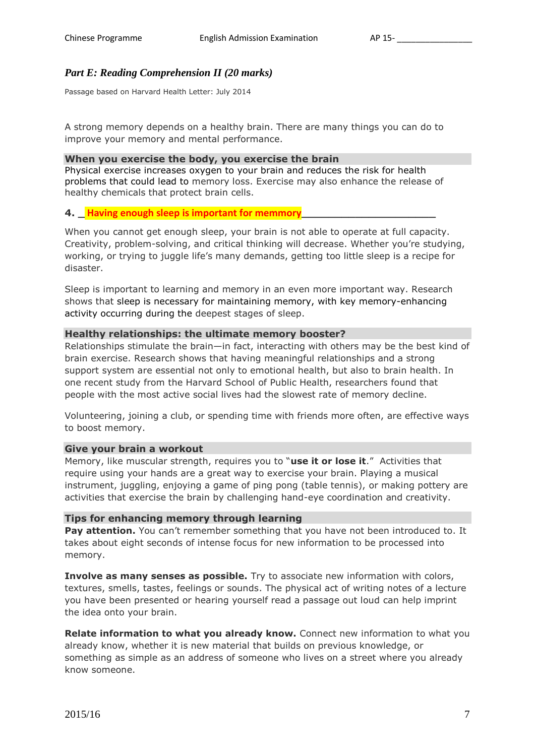## *Part E: Reading Comprehension II (20 marks)*

Passage based on Harvard Health Letter: July 2014

A strong memory depends on a healthy brain. There are many things you can do to improve your memory and mental performance.

### When you exercise the body, you exercise the brain

Physical exercise increases oxygen to your brain and reduces the risk for health problems that could lead to memory loss. Exercise may also enhance the release of healthy chemicals that protect brain cells.

**4.** _Having enough sleep is important for memmory_______________________

When you cannot get enough sleep, your brain is not able to operate at full capacity. Creativity, problem-solving, and critical thinking will decrease. Whether you're studying, working, or trying to juggle life's many demands, getting too little sleep is a recipe for disaster.

Sleep is important to learning and memory in an even more important way. Research shows that sleep is necessary for maintaining memory, with key memory-enhancing activity occurring during the deepest stages of sleep.

### Healthy relationships: the ultimate memory booster?

Relationships stimulate the brain—in fact, interacting with others may be the best kind of brain exercise. Research shows that having meaningful relationships and a strong support system are essential not only to emotional health, but also to brain health. In one recent study from the Harvard School of Public Health, researchers found that people with the most active social lives had the slowest rate of memory decline.

Volunteering, joining a club, or spending time with friends more often, are effective ways to boost memory.

### Give your brain a workout

Memory, like muscular strength, requires you to "**use it or lose it**." Activities that require using your hands are a great way to exercise your brain. Playing a musical instrument, juggling, enjoying a game of ping pong (table tennis), or making pottery are activities that exercise the brain by challenging hand-eye coordination and creativity.

### Tips for enhancing memory through learning

**Pay attention.** You can't remember something that you have not been introduced to. It takes about eight seconds of intense focus for new information to be processed into memory.

**Involve as many senses as possible.** Try to associate new information with colors, textures, smells, tastes, feelings or sounds. The physical act of writing notes of a lecture you have been presented or hearing yourself read a passage out loud can help imprint the idea onto your brain.

**Relate information to what you already know.** Connect new information to what you already know, whether it is new material that builds on previous knowledge, or something as simple as an address of someone who lives on a street where you already know someone.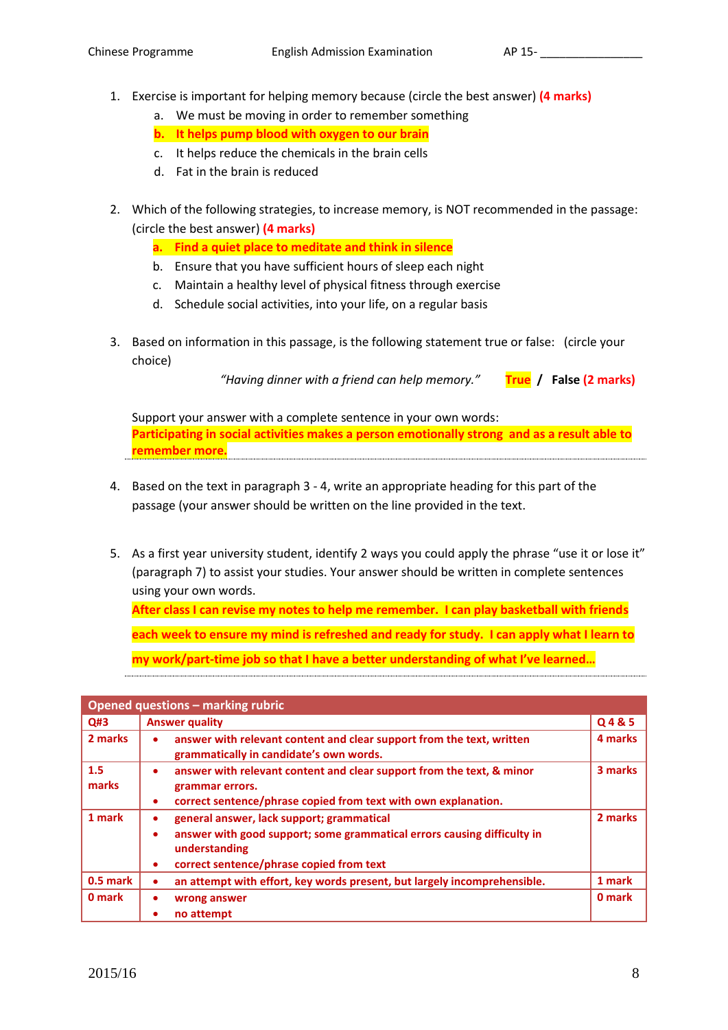1. Exercise is important for helping memory because (circle the best answer) **(4 marks)**
   a. We must be moving in order to remember something
   **b. It helps pump blood with oxygen to our brain**
   c. It helps reduce the chemicals in the brain cells
   d. Fat in the brain is reduced

2. Which of the following strategies, to increase memory, is NOT recommended in the passage: (circle the best answer) **(4 marks)**
   **a. Find a quiet place to meditate and think in silence**
   b. Ensure that you have sufficient hours of sleep each night
   c. Maintain a healthy level of physical fitness through exercise
   d. Schedule social activities, into your life, on a regular basis

3. Based on information in this passage, is the following statement true or false: (circle your choice)

   *"Having dinner with a friend can help memory."* **True** / **False** **(2 marks)**

   Support your answer with a complete sentence in your own words:
   **Participating in social activities makes a person emotionally strong and as a result able to remember more.**

4. Based on the text in paragraph 3 - 4, write an appropriate heading for this part of the passage (your answer should be written on the line provided in the text.

5. As a first year university student, identify 2 ways you could apply the phrase "use it or lose it" (paragraph 7) to assist your studies. Your answer should be written in complete sentences using your own words.
   **After class I can revise my notes to help me remember. I can play basketball with friends each week to ensure my mind is refreshed and ready for study. I can apply what I learn to my work/part-time job so that I have a better understanding of what I've learned…**

| Opened questions – marking rubric | | |
|---|---|---|
| **Q#3** | **Answer quality** | **Q 4 & 5** |
| **2 marks** | • answer with relevant content and clear support from the text, written grammatically in candidate's own words. | **4 marks** |
| **1.5 marks** | • answer with relevant content and clear support from the text, & minor grammar errors.<br>• correct sentence/phrase copied from text with own explanation. | **3 marks** |
| **1 mark** | • general answer, lack support; grammatical<br>• answer with good support; some grammatical errors causing difficulty in understanding<br>• correct sentence/phrase copied from text | **2 marks** |
| **0.5 mark** | • an attempt with effort, key words present, but largely incomprehensible. | **1 mark** |
| **0 mark** | • wrong answer<br>• no attempt | **0 mark** |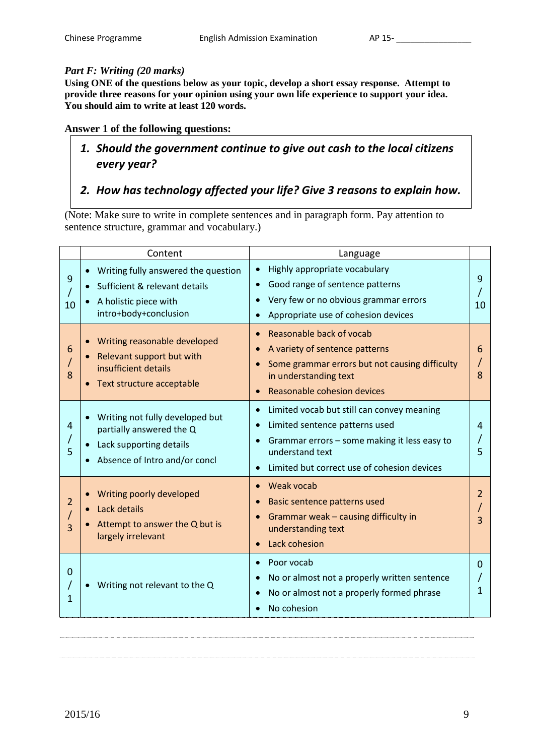*Part F: Writing (20 marks)*

**Using ONE of the questions below as your topic, develop a short essay response. Attempt to provide three reasons for your opinion using your own life experience to support your idea. You should aim to write at least 120 words.**

**Answer 1 of the following questions:**

1. ***Should the government continue to give out cash to the local citizens every year?***
2. ***How has technology affected your life? Give 3 reasons to explain how.***

(Note: Make sure to write in complete sentences and in paragraph form. Pay attention to sentence structure, grammar and vocabulary.)

| | Content | Language | |
|---|---|---|---|
| 9 / 10 | • Writing fully answered the question<br>• Sufficient & relevant details<br>• A holistic piece with intro+body+conclusion | • Highly appropriate vocabulary<br>• Good range of sentence patterns<br>• Very few or no obvious grammar errors<br>• Appropriate use of cohesion devices | 9 / 10 |
| 6 / 8 | • Writing reasonable developed<br>• Relevant support but with insufficient details<br>• Text structure acceptable | • Reasonable back of vocab<br>• A variety of sentence patterns<br>• Some grammar errors but not causing difficulty in understanding text<br>• Reasonable cohesion devices | 6 / 8 |
| 4 / 5 | • Writing not fully developed but partially answered the Q<br>• Lack supporting details<br>• Absence of Intro and/or concl | • Limited vocab but still can convey meaning<br>• Limited sentence patterns used<br>• Grammar errors – some making it less easy to understand text<br>• Limited but correct use of cohesion devices | 4 / 5 |
| 2 / 3 | • Writing poorly developed<br>• Lack details<br>• Attempt to answer the Q but is largely irrelevant | • Weak vocab<br>• Basic sentence patterns used<br>• Grammar weak – causing difficulty in understanding text<br>• Lack cohesion | 2 / 3 |
| 0 / 1 | • Writing not relevant to the Q | • Poor vocab<br>• No or almost not a properly written sentence<br>• No or almost not a properly formed phrase<br>• No cohesion | 0 / 1 |